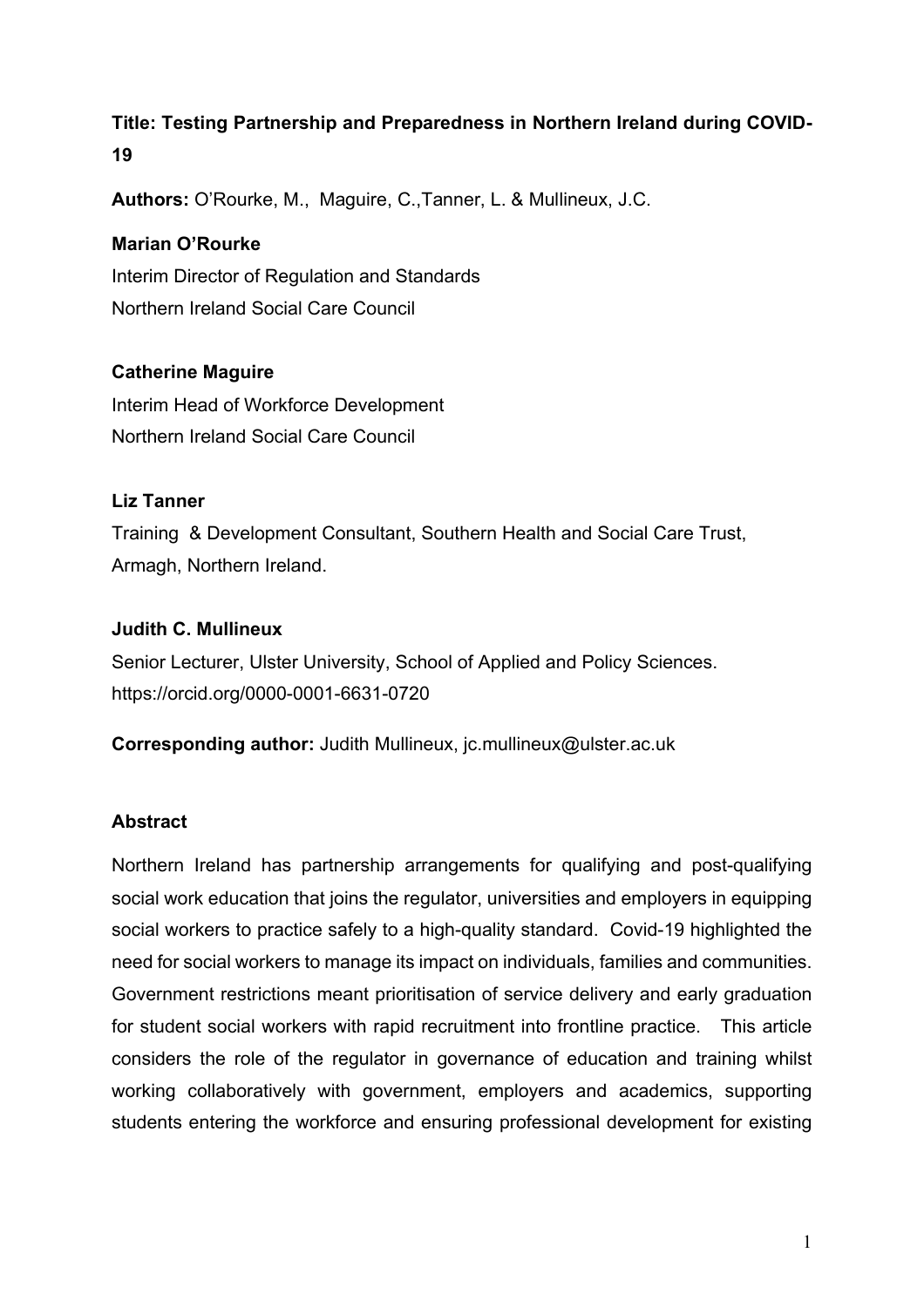**Title: Testing Partnership and Preparedness in Northern Ireland during COVID-19**

**Authors:** O'Rourke, M., Maguire, C.,Tanner, L. & Mullineux, J.C.

**Marian O'Rourke**

Interim Director of Regulation and Standards

Northern Ireland Social Care Council

**Catherine Maguire**

Interim Head of Workforce Development

Northern Ireland Social Care Council

**Liz Tanner**

Training & Development Consultant, Southern Health and Social Care Trust, Armagh, Northern Ireland.

**Judith C. Mullineux**

Senior Lecturer, Ulster University, School of Applied and Policy Sciences.

https://orcid.org/0000-0001-6631-0720

**Corresponding author:** Judith Mullineux, jc.mullineux@ulster.ac.uk

## Abstract

Northern Ireland has partnership arrangements for qualifying and post-qualifying social work education that joins the regulator, universities and employers in equipping social workers to practice safely to a high-quality standard. Covid-19 highlighted the need for social workers to manage its impact on individuals, families and communities. Government restrictions meant prioritisation of service delivery and early graduation for student social workers with rapid recruitment into frontline practice. This article considers the role of the regulator in governance of education and training whilst working collaboratively with government, employers and academics, supporting students entering the workforce and ensuring professional development for existing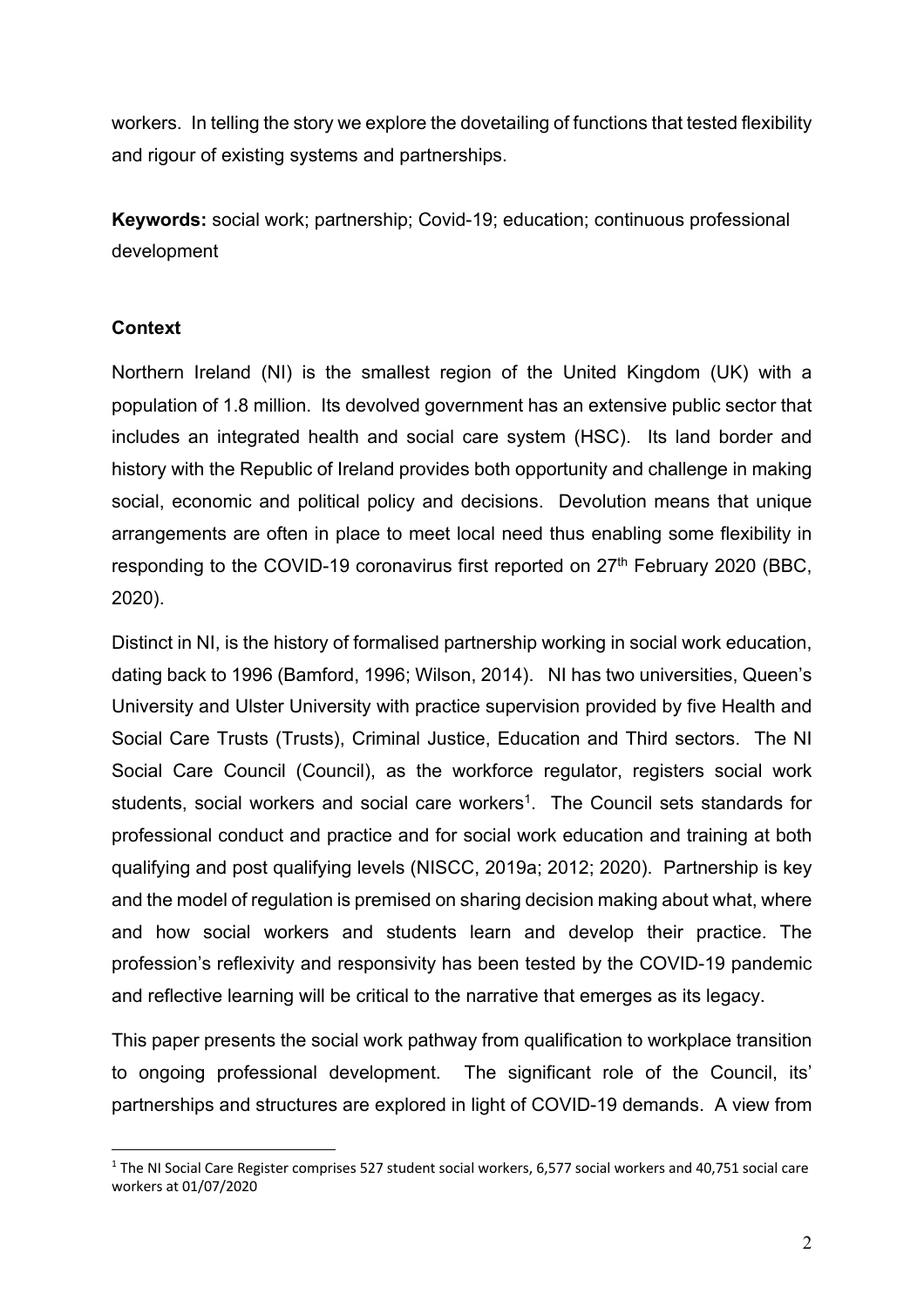workers. In telling the story we explore the dovetailing of functions that tested flexibility and rigour of existing systems and partnerships.

**Keywords:** social work; partnership; Covid-19; education; continuous professional development

## Context

Northern Ireland (NI) is the smallest region of the United Kingdom (UK) with a population of 1.8 million. Its devolved government has an extensive public sector that includes an integrated health and social care system (HSC). Its land border and history with the Republic of Ireland provides both opportunity and challenge in making social, economic and political policy and decisions. Devolution means that unique arrangements are often in place to meet local need thus enabling some flexibility in responding to the COVID-19 coronavirus first reported on 27th February 2020 (BBC, 2020).

Distinct in NI, is the history of formalised partnership working in social work education, dating back to 1996 (Bamford, 1996; Wilson, 2014). NI has two universities, Queen's University and Ulster University with practice supervision provided by five Health and Social Care Trusts (Trusts), Criminal Justice, Education and Third sectors. The NI Social Care Council (Council), as the workforce regulator, registers social work students, social workers and social care workers[1]. The Council sets standards for professional conduct and practice and for social work education and training at both qualifying and post qualifying levels (NISCC, 2019a; 2012; 2020). Partnership is key and the model of regulation is premised on sharing decision making about what, where and how social workers and students learn and develop their practice. The profession's reflexivity and responsivity has been tested by the COVID-19 pandemic and reflective learning will be critical to the narrative that emerges as its legacy.

This paper presents the social work pathway from qualification to workplace transition to ongoing professional development. The significant role of the Council, its' partnerships and structures are explored in light of COVID-19 demands. A view from

[1] The NI Social Care Register comprises 527 student social workers, 6,577 social workers and 40,751 social care workers at 01/07/2020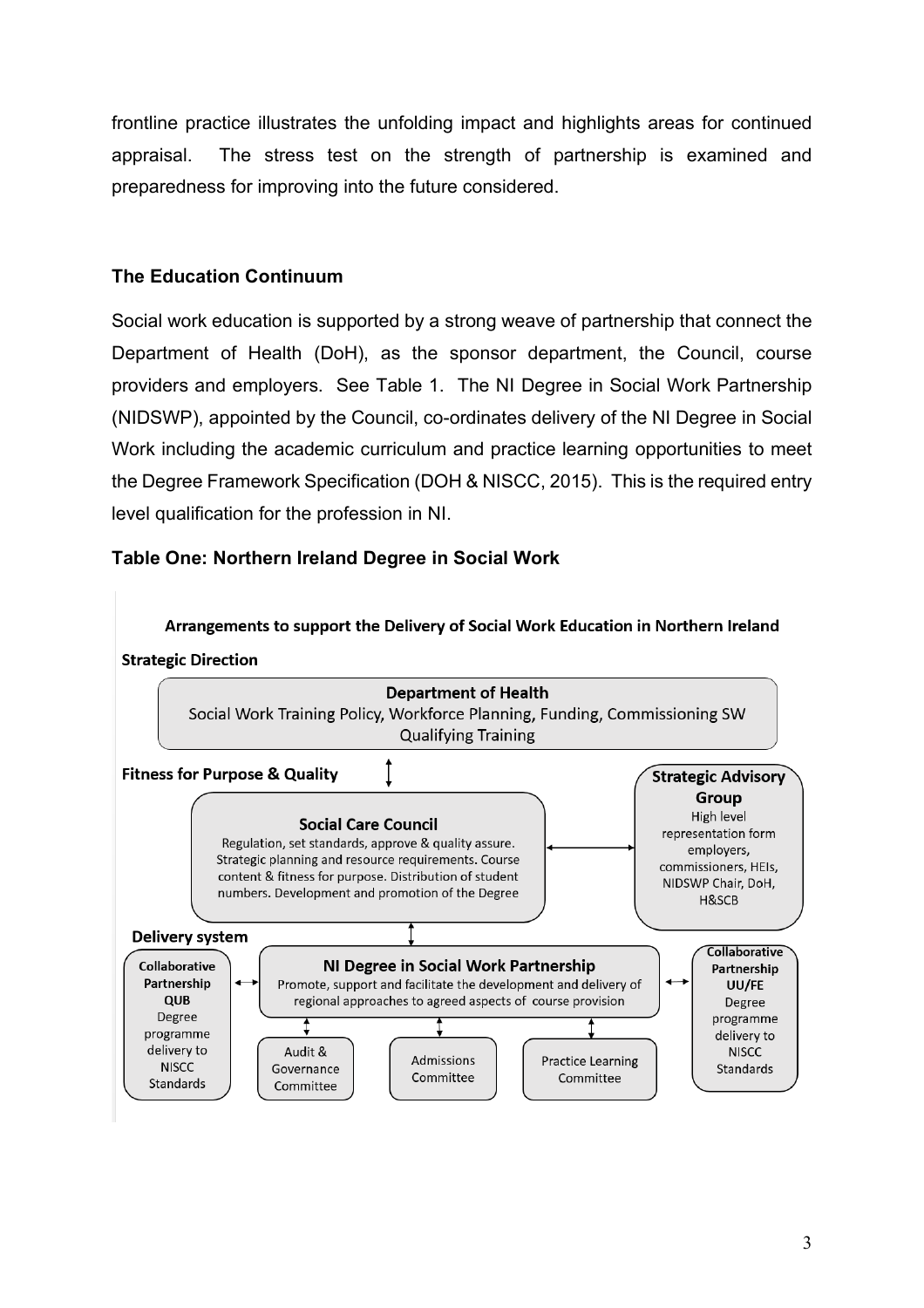frontline practice illustrates the unfolding impact and highlights areas for continued appraisal. The stress test on the strength of partnership is examined and preparedness for improving into the future considered.

### The Education Continuum

Social work education is supported by a strong weave of partnership that connect the Department of Health (DoH), as the sponsor department, the Council, course providers and employers. See Table 1. The NI Degree in Social Work Partnership (NIDSWP), appointed by the Council, co-ordinates delivery of the NI Degree in Social Work including the academic curriculum and practice learning opportunities to meet the Degree Framework Specification (DOH & NISCC, 2015). This is the required entry level qualification for the profession in NI.

**Table One: Northern Ireland Degree in Social Work**

**Arrangements to support the Delivery of Social Work Education in Northern Ireland**

**Strategic Direction**

**Department of Health**
Social Work Training Policy, Workforce Planning, Funding, Commissioning SW Qualifying Training

**Fitness for Purpose & Quality**

**Social Care Council**
Regulation, set standards, approve & quality assure. Strategic planning and resource requirements. Course content & fitness for purpose. Distribution of student numbers. Development and promotion of the Degree

**Strategic Advisory Group**
High level representation form employers, commissioners, HEIs, NIDSWP Chair, DoH, H&SCB

**Delivery system**

**Collaborative Partnership QUB**
Degree programme delivery to NISCC Standards

**NI Degree in Social Work Partnership**
Promote, support and facilitate the development and delivery of regional approaches to agreed aspects of course provision

**Collaborative Partnership UU/FE**
Degree programme delivery to NISCC Standards

Audit & Governance Committee

Admissions Committee

Practice Learning Committee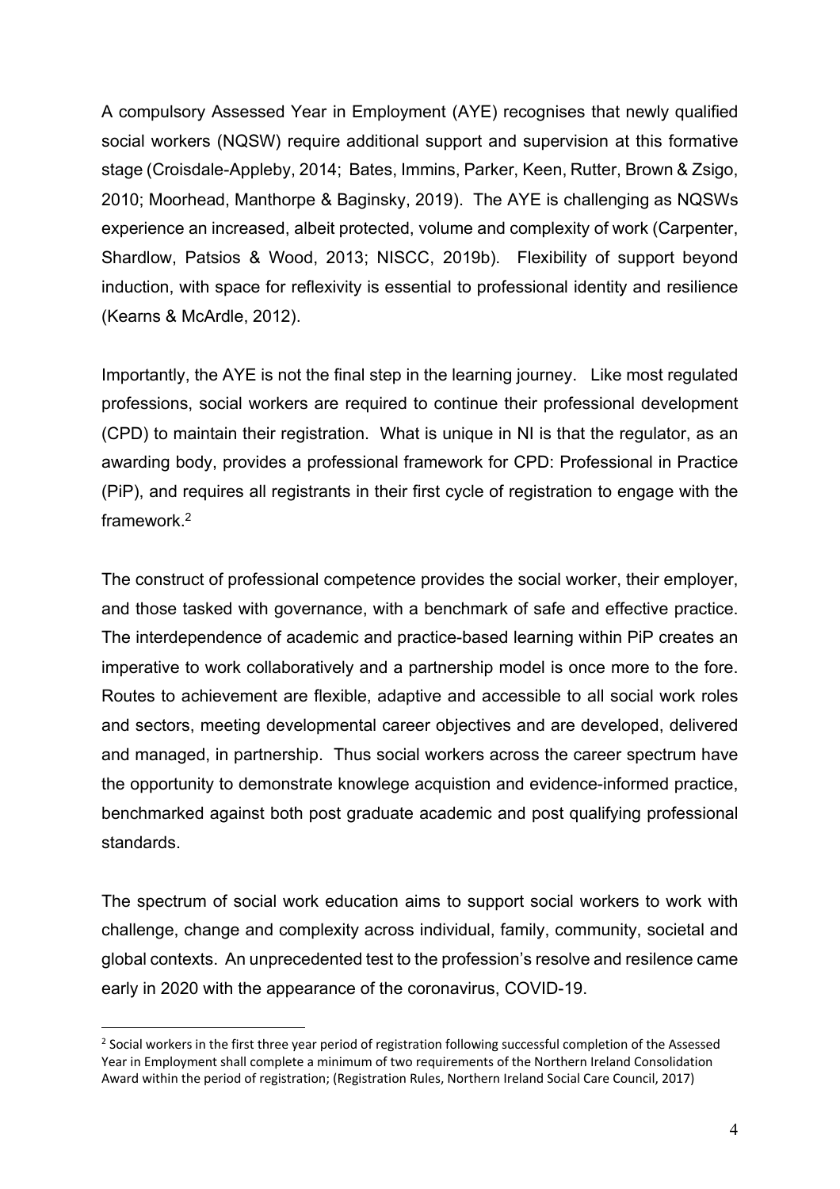A compulsory Assessed Year in Employment (AYE) recognises that newly qualified social workers (NQSW) require additional support and supervision at this formative stage (Croisdale-Appleby, 2014; Bates, Immins, Parker, Keen, Rutter, Brown & Zsigo, 2010; Moorhead, Manthorpe & Baginsky, 2019). The AYE is challenging as NQSWs experience an increased, albeit protected, volume and complexity of work (Carpenter, Shardlow, Patsios & Wood, 2013; NISCC, 2019b). Flexibility of support beyond induction, with space for reflexivity is essential to professional identity and resilience (Kearns & McArdle, 2012).

Importantly, the AYE is not the final step in the learning journey. Like most regulated professions, social workers are required to continue their professional development (CPD) to maintain their registration. What is unique in NI is that the regulator, as an awarding body, provides a professional framework for CPD: Professional in Practice (PiP), and requires all registrants in their first cycle of registration to engage with the framework.[2]

The construct of professional competence provides the social worker, their employer, and those tasked with governance, with a benchmark of safe and effective practice. The interdependence of academic and practice-based learning within PiP creates an imperative to work collaboratively and a partnership model is once more to the fore. Routes to achievement are flexible, adaptive and accessible to all social work roles and sectors, meeting developmental career objectives and are developed, delivered and managed, in partnership. Thus social workers across the career spectrum have the opportunity to demonstrate knowlege acquistion and evidence-informed practice, benchmarked against both post graduate academic and post qualifying professional standards.

The spectrum of social work education aims to support social workers to work with challenge, change and complexity across individual, family, community, societal and global contexts. An unprecedented test to the profession's resolve and resilience came early in 2020 with the appearance of the coronavirus, COVID-19.

---

[2] Social workers in the first three year period of registration following successful completion of the Assessed Year in Employment shall complete a minimum of two requirements of the Northern Ireland Consolidation Award within the period of registration; (Registration Rules, Northern Ireland Social Care Council, 2017)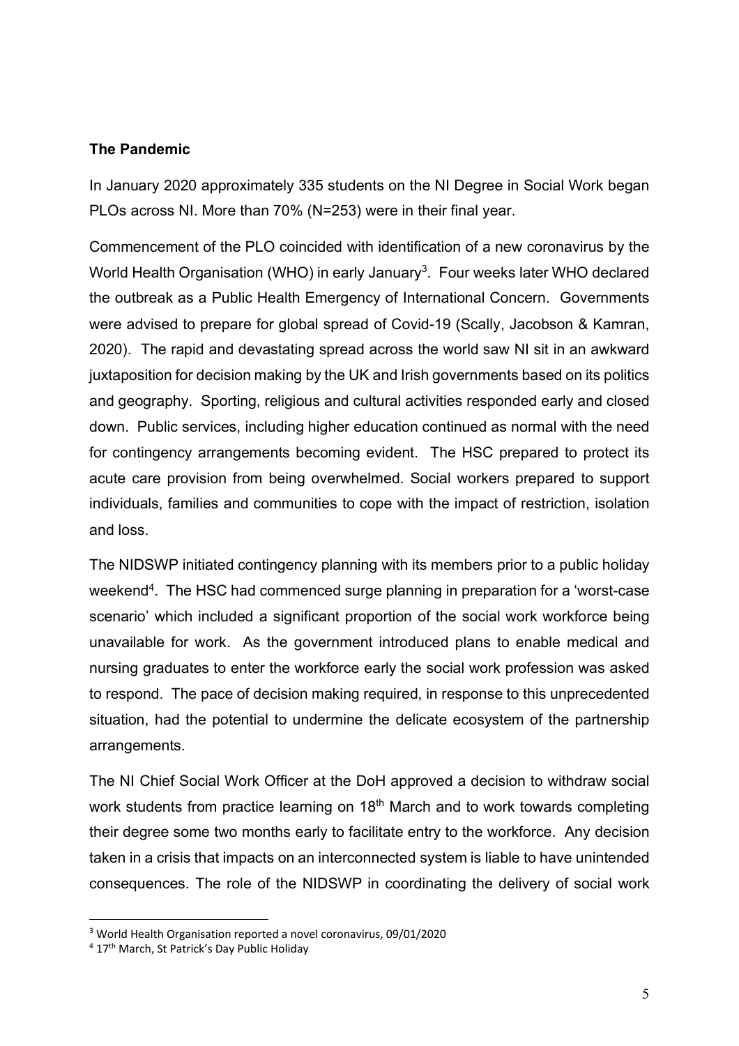## The Pandemic

In January 2020 approximately 335 students on the NI Degree in Social Work began PLOs across NI. More than 70% (N=253) were in their final year.

Commencement of the PLO coincided with identification of a new coronavirus by the World Health Organisation (WHO) in early January[3]. Four weeks later WHO declared the outbreak as a Public Health Emergency of International Concern. Governments were advised to prepare for global spread of Covid-19 (Scally, Jacobson & Kamran, 2020). The rapid and devastating spread across the world saw NI sit in an awkward juxtaposition for decision making by the UK and Irish governments based on its politics and geography. Sporting, religious and cultural activities responded early and closed down. Public services, including higher education continued as normal with the need for contingency arrangements becoming evident. The HSC prepared to protect its acute care provision from being overwhelmed. Social workers prepared to support individuals, families and communities to cope with the impact of restriction, isolation and loss.

The NIDSWP initiated contingency planning with its members prior to a public holiday weekend[4]. The HSC had commenced surge planning in preparation for a 'worst-case scenario' which included a significant proportion of the social work workforce being unavailable for work. As the government introduced plans to enable medical and nursing graduates to enter the workforce early the social work profession was asked to respond. The pace of decision making required, in response to this unprecedented situation, had the potential to undermine the delicate ecosystem of the partnership arrangements.

The NI Chief Social Work Officer at the DoH approved a decision to withdraw social work students from practice learning on 18th March and to work towards completing their degree some two months early to facilitate entry to the workforce. Any decision taken in a crisis that impacts on an interconnected system is liable to have unintended consequences. The role of the NIDSWP in coordinating the delivery of social work

[3] World Health Organisation reported a novel coronavirus, 09/01/2020

[4] 17th March, St Patrick's Day Public Holiday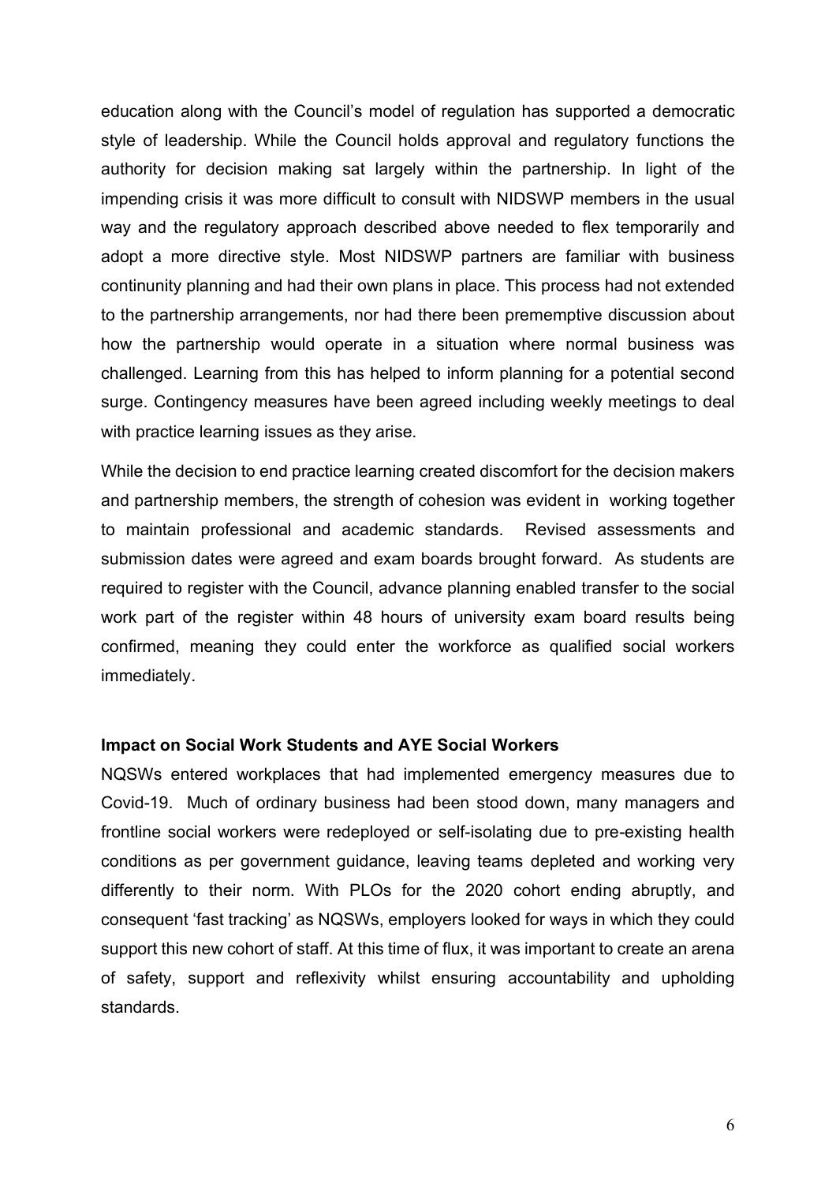education along with the Council's model of regulation has supported a democratic style of leadership. While the Council holds approval and regulatory functions the authority for decision making sat largely within the partnership. In light of the impending crisis it was more difficult to consult with NIDSWP members in the usual way and the regulatory approach described above needed to flex temporarily and adopt a more directive style. Most NIDSWP partners are familiar with business continunity planning and had their own plans in place. This process had not extended to the partnership arrangements, nor had there been prememptive discussion about how the partnership would operate in a situation where normal business was challenged. Learning from this has helped to inform planning for a potential second surge. Contingency measures have been agreed including weekly meetings to deal with practice learning issues as they arise.

While the decision to end practice learning created discomfort for the decision makers and partnership members, the strength of cohesion was evident in working together to maintain professional and academic standards. Revised assessments and submission dates were agreed and exam boards brought forward. As students are required to register with the Council, advance planning enabled transfer to the social work part of the register within 48 hours of university exam board results being confirmed, meaning they could enter the workforce as qualified social workers immediately.

**Impact on Social Work Students and AYE Social Workers**

NQSWs entered workplaces that had implemented emergency measures due to Covid-19. Much of ordinary business had been stood down, many managers and frontline social workers were redeployed or self-isolating due to pre-existing health conditions as per government guidance, leaving teams depleted and working very differently to their norm. With PLOs for the 2020 cohort ending abruptly, and consequent 'fast tracking' as NQSWs, employers looked for ways in which they could support this new cohort of staff. At this time of flux, it was important to create an arena of safety, support and reflexivity whilst ensuring accountability and upholding standards.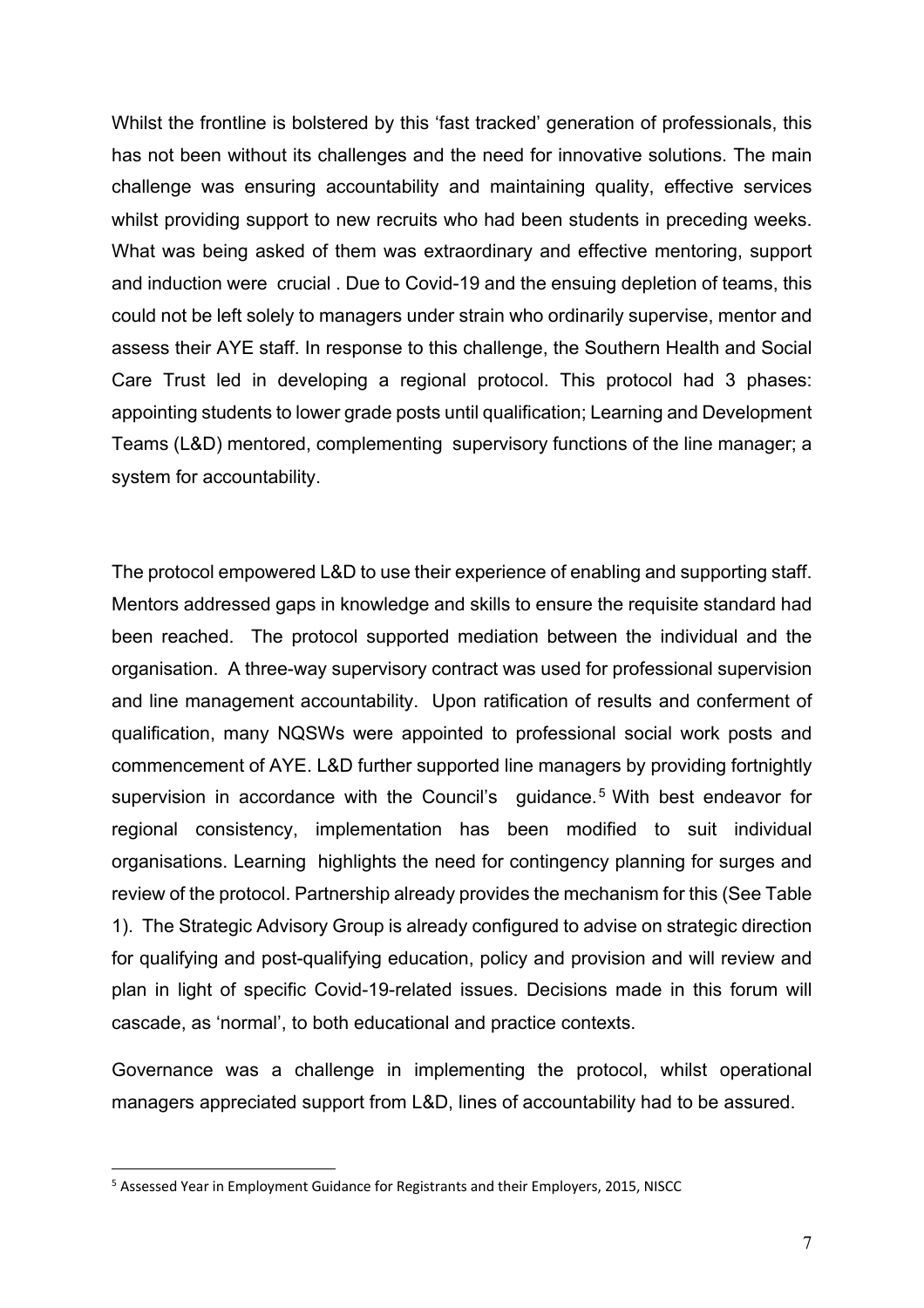Whilst the frontline is bolstered by this 'fast tracked' generation of professionals, this has not been without its challenges and the need for innovative solutions. The main challenge was ensuring accountability and maintaining quality, effective services whilst providing support to new recruits who had been students in preceding weeks. What was being asked of them was extraordinary and effective mentoring, support and induction were crucial . Due to Covid-19 and the ensuing depletion of teams, this could not be left solely to managers under strain who ordinarily supervise, mentor and assess their AYE staff. In response to this challenge, the Southern Health and Social Care Trust led in developing a regional protocol. This protocol had 3 phases: appointing students to lower grade posts until qualification; Learning and Development Teams (L&D) mentored, complementing supervisory functions of the line manager; a system for accountability.

The protocol empowered L&D to use their experience of enabling and supporting staff. Mentors addressed gaps in knowledge and skills to ensure the requisite standard had been reached. The protocol supported mediation between the individual and the organisation. A three-way supervisory contract was used for professional supervision and line management accountability. Upon ratification of results and conferment of qualification, many NQSWs were appointed to professional social work posts and commencement of AYE. L&D further supported line managers by providing fortnightly supervision in accordance with the Council's guidance.[5] With best endeavor for regional consistency, implementation has been modified to suit individual organisations. Learning highlights the need for contingency planning for surges and review of the protocol. Partnership already provides the mechanism for this (See Table 1). The Strategic Advisory Group is already configured to advise on strategic direction for qualifying and post-qualifying education, policy and provision and will review and plan in light of specific Covid-19-related issues. Decisions made in this forum will cascade, as 'normal', to both educational and practice contexts.

Governance was a challenge in implementing the protocol, whilst operational managers appreciated support from L&D, lines of accountability had to be assured.

[5] Assessed Year in Employment Guidance for Registrants and their Employers, 2015, NISCC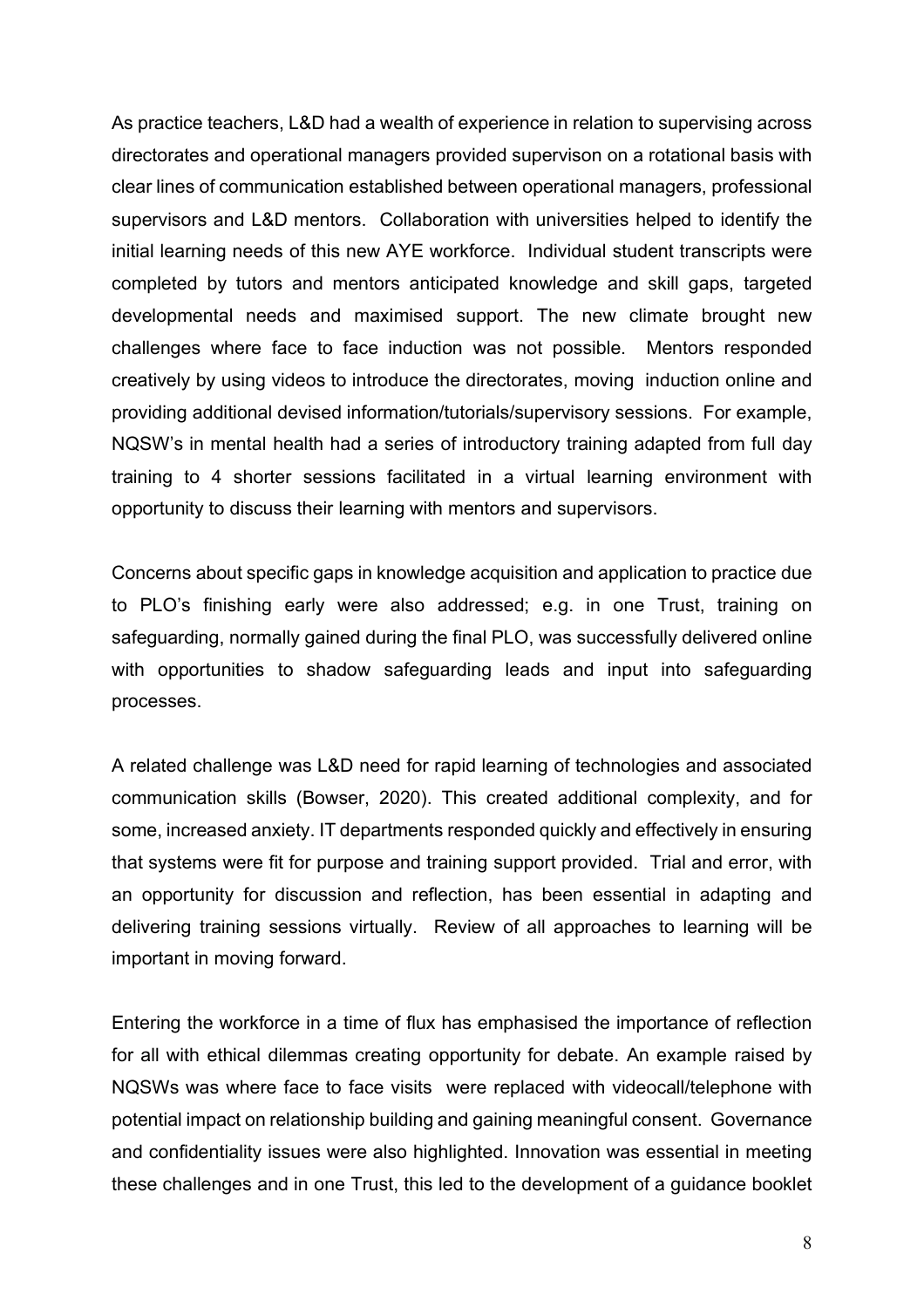As practice teachers, L&D had a wealth of experience in relation to supervising across directorates and operational managers provided supervison on a rotational basis with clear lines of communication established between operational managers, professional supervisors and L&D mentors. Collaboration with universities helped to identify the initial learning needs of this new AYE workforce. Individual student transcripts were completed by tutors and mentors anticipated knowledge and skill gaps, targeted developmental needs and maximised support. The new climate brought new challenges where face to face induction was not possible. Mentors responded creatively by using videos to introduce the directorates, moving induction online and providing additional devised information/tutorials/supervisory sessions. For example, NQSW's in mental health had a series of introductory training adapted from full day training to 4 shorter sessions facilitated in a virtual learning environment with opportunity to discuss their learning with mentors and supervisors.

Concerns about specific gaps in knowledge acquisition and application to practice due to PLO's finishing early were also addressed; e.g. in one Trust, training on safeguarding, normally gained during the final PLO, was successfully delivered online with opportunities to shadow safeguarding leads and input into safeguarding processes.

A related challenge was L&D need for rapid learning of technologies and associated communication skills (Bowser, 2020). This created additional complexity, and for some, increased anxiety. IT departments responded quickly and effectively in ensuring that systems were fit for purpose and training support provided. Trial and error, with an opportunity for discussion and reflection, has been essential in adapting and delivering training sessions virtually. Review of all approaches to learning will be important in moving forward.

Entering the workforce in a time of flux has emphasised the importance of reflection for all with ethical dilemmas creating opportunity for debate. An example raised by NQSWs was where face to face visits were replaced with videocall/telephone with potential impact on relationship building and gaining meaningful consent. Governance and confidentiality issues were also highlighted. Innovation was essential in meeting these challenges and in one Trust, this led to the development of a guidance booklet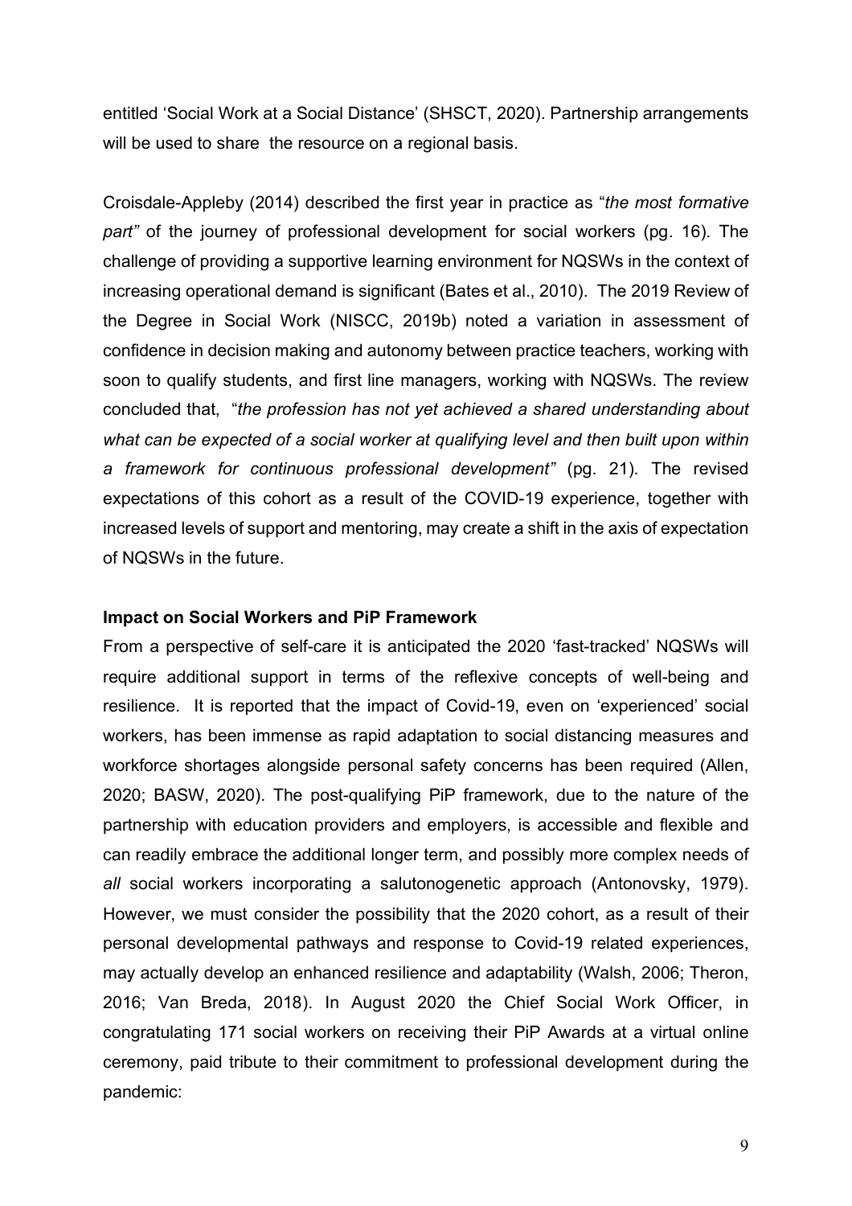entitled 'Social Work at a Social Distance' (SHSCT, 2020). Partnership arrangements will be used to share the resource on a regional basis.

Croisdale-Appleby (2014) described the first year in practice as "*the most formative part"* of the journey of professional development for social workers (pg. 16). The challenge of providing a supportive learning environment for NQSWs in the context of increasing operational demand is significant (Bates et al., 2010). The 2019 Review of the Degree in Social Work (NISCC, 2019b) noted a variation in assessment of confidence in decision making and autonomy between practice teachers, working with soon to qualify students, and first line managers, working with NQSWs. The review concluded that, "*the profession has not yet achieved a shared understanding about what can be expected of a social worker at qualifying level and then built upon within a framework for continuous professional development"* (pg. 21). The revised expectations of this cohort as a result of the COVID-19 experience, together with increased levels of support and mentoring, may create a shift in the axis of expectation of NQSWs in the future.

**Impact on Social Workers and PiP Framework**

From a perspective of self-care it is anticipated the 2020 'fast-tracked' NQSWs will require additional support in terms of the reflexive concepts of well-being and resilience. It is reported that the impact of Covid-19, even on 'experienced' social workers, has been immense as rapid adaptation to social distancing measures and workforce shortages alongside personal safety concerns has been required (Allen, 2020; BASW, 2020). The post-qualifying PiP framework, due to the nature of the partnership with education providers and employers, is accessible and flexible and can readily embrace the additional longer term, and possibly more complex needs of *all* social workers incorporating a salutonogenetic approach (Antonovsky, 1979). However, we must consider the possibility that the 2020 cohort, as a result of their personal developmental pathways and response to Covid-19 related experiences, may actually develop an enhanced resilience and adaptability (Walsh, 2006; Theron, 2016; Van Breda, 2018). In August 2020 the Chief Social Work Officer, in congratulating 171 social workers on receiving their PiP Awards at a virtual online ceremony, paid tribute to their commitment to professional development during the pandemic: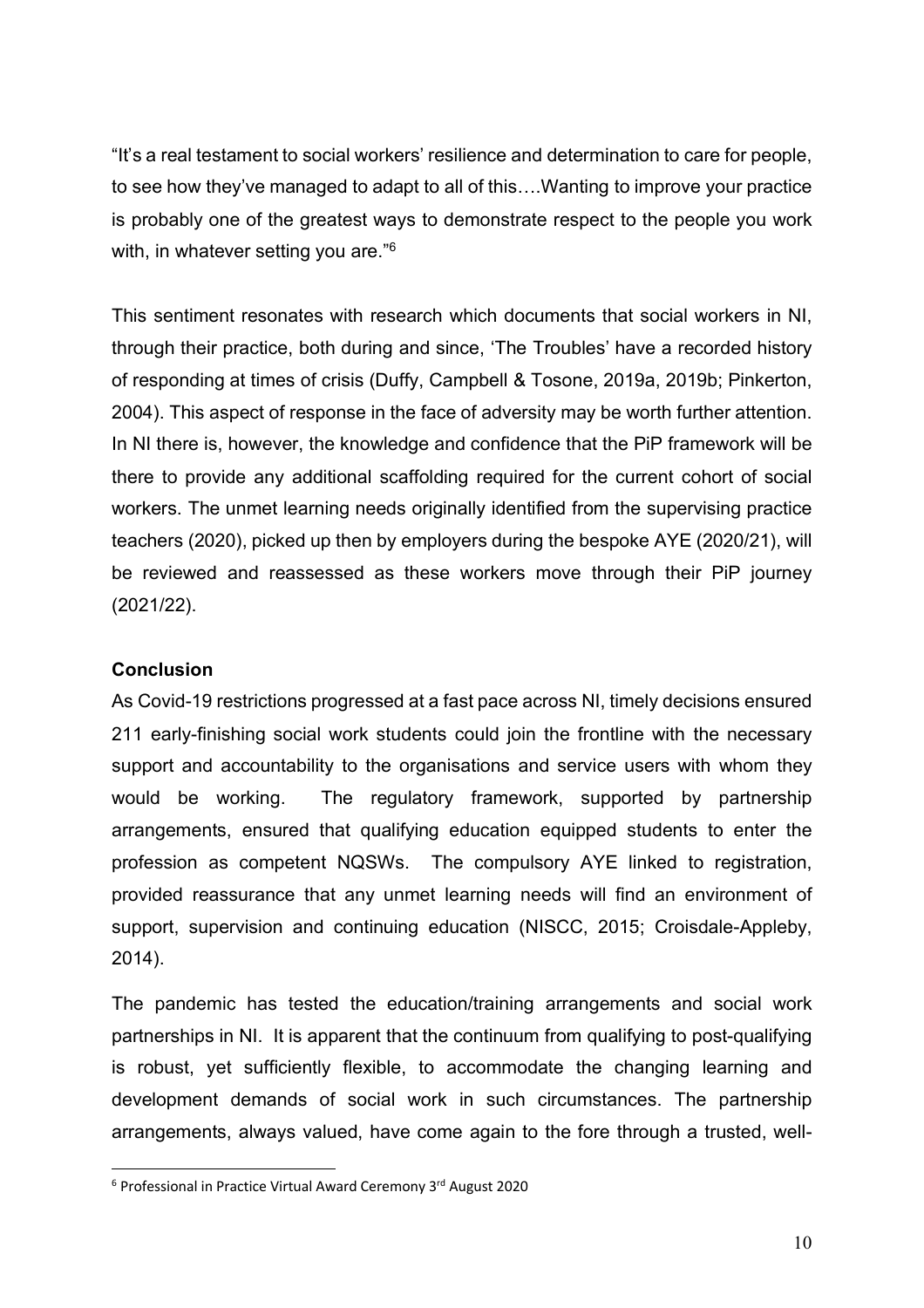"It's a real testament to social workers' resilience and determination to care for people, to see how they've managed to adapt to all of this….Wanting to improve your practice is probably one of the greatest ways to demonstrate respect to the people you work with, in whatever setting you are."[6]

This sentiment resonates with research which documents that social workers in NI, through their practice, both during and since, 'The Troubles' have a recorded history of responding at times of crisis (Duffy, Campbell & Tosone, 2019a, 2019b; Pinkerton, 2004). This aspect of response in the face of adversity may be worth further attention. In NI there is, however, the knowledge and confidence that the PiP framework will be there to provide any additional scaffolding required for the current cohort of social workers. The unmet learning needs originally identified from the supervising practice teachers (2020), picked up then by employers during the bespoke AYE (2020/21), will be reviewed and reassessed as these workers move through their PiP journey (2021/22).

## Conclusion

As Covid-19 restrictions progressed at a fast pace across NI, timely decisions ensured 211 early-finishing social work students could join the frontline with the necessary support and accountability to the organisations and service users with whom they would be working. The regulatory framework, supported by partnership arrangements, ensured that qualifying education equipped students to enter the profession as competent NQSWs. The compulsory AYE linked to registration, provided reassurance that any unmet learning needs will find an environment of support, supervision and continuing education (NISCC, 2015; Croisdale-Appleby, 2014).

The pandemic has tested the education/training arrangements and social work partnerships in NI. It is apparent that the continuum from qualifying to post-qualifying is robust, yet sufficiently flexible, to accommodate the changing learning and development demands of social work in such circumstances. The partnership arrangements, always valued, have come again to the fore through a trusted, well-

[6] Professional in Practice Virtual Award Ceremony 3rd August 2020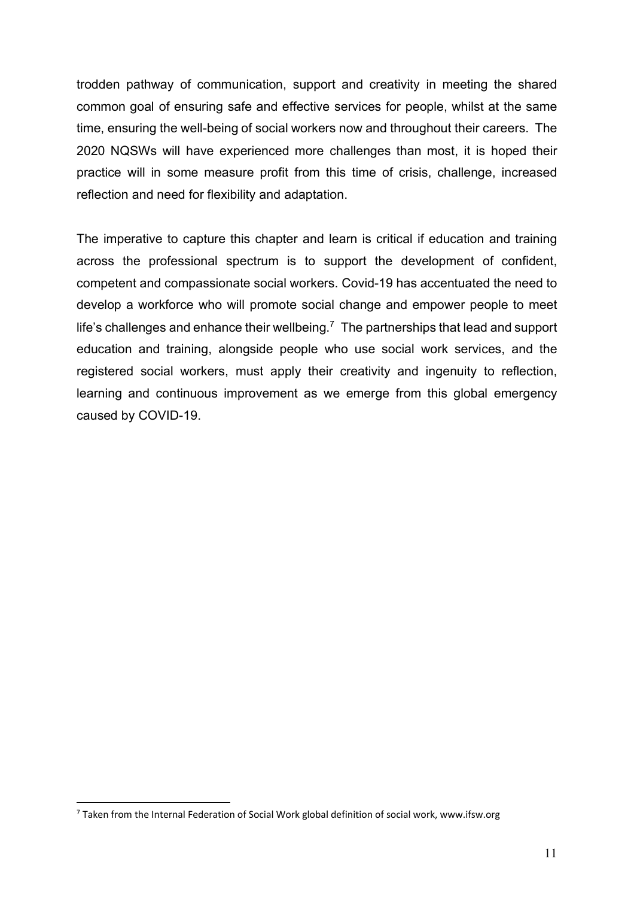trodden pathway of communication, support and creativity in meeting the shared common goal of ensuring safe and effective services for people, whilst at the same time, ensuring the well-being of social workers now and throughout their careers. The 2020 NQSWs will have experienced more challenges than most, it is hoped their practice will in some measure profit from this time of crisis, challenge, increased reflection and need for flexibility and adaptation.

The imperative to capture this chapter and learn is critical if education and training across the professional spectrum is to support the development of confident, competent and compassionate social workers. Covid-19 has accentuated the need to develop a workforce who will promote social change and empower people to meet life's challenges and enhance their wellbeing.[7] The partnerships that lead and support education and training, alongside people who use social work services, and the registered social workers, must apply their creativity and ingenuity to reflection, learning and continuous improvement as we emerge from this global emergency caused by COVID-19.

---

[7] Taken from the Internal Federation of Social Work global definition of social work, www.ifsw.org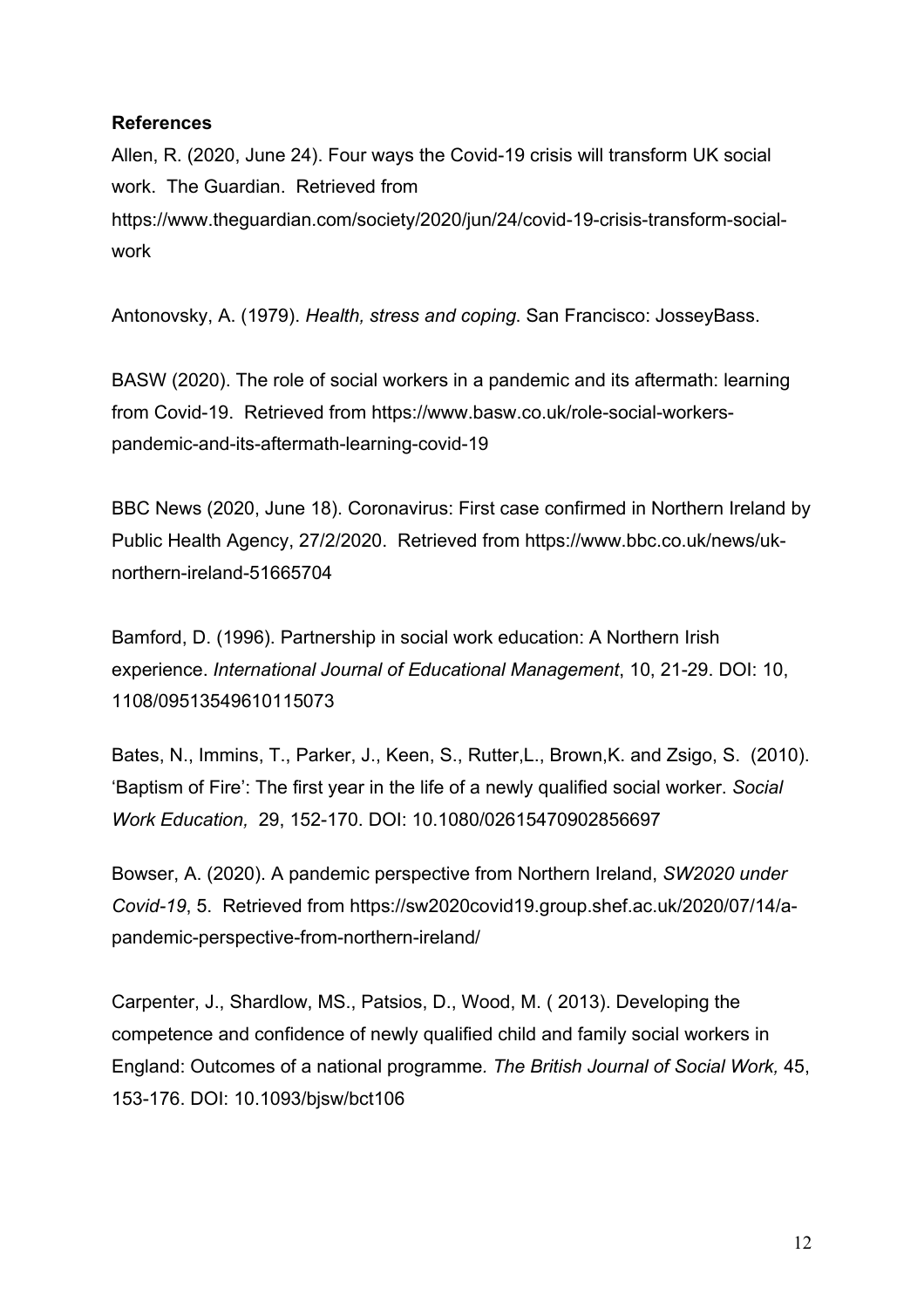**References**

Allen, R. (2020, June 24). Four ways the Covid-19 crisis will transform UK social work. The Guardian. Retrieved from https://www.theguardian.com/society/2020/jun/24/covid-19-crisis-transform-social-work

Antonovsky, A. (1979). *Health, stress and coping*. San Francisco: JosseyBass.

BASW (2020). The role of social workers in a pandemic and its aftermath: learning from Covid-19. Retrieved from https://www.basw.co.uk/role-social-workers-pandemic-and-its-aftermath-learning-covid-19

BBC News (2020, June 18). Coronavirus: First case confirmed in Northern Ireland by Public Health Agency, 27/2/2020. Retrieved from https://www.bbc.co.uk/news/uk-northern-ireland-51665704

Bamford, D. (1996). Partnership in social work education: A Northern Irish experience. *International Journal of Educational Management*, 10, 21-29. DOI: 10, 1108/09513549610115073

Bates, N., Immins, T., Parker, J., Keen, S., Rutter,L., Brown,K. and Zsigo, S. (2010). 'Baptism of Fire': The first year in the life of a newly qualified social worker. *Social Work Education,* 29, 152-170. DOI: 10.1080/02615470902856697

Bowser, A. (2020). A pandemic perspective from Northern Ireland, *SW2020 under Covid-19*, 5. Retrieved from https://sw2020covid19.group.shef.ac.uk/2020/07/14/a-pandemic-perspective-from-northern-ireland/

Carpenter, J., Shardlow, MS., Patsios, D., Wood, M. ( 2013). Developing the competence and confidence of newly qualified child and family social workers in England: Outcomes of a national programme. *The British Journal of Social Work,* 45, 153-176. DOI: 10.1093/bjsw/bct106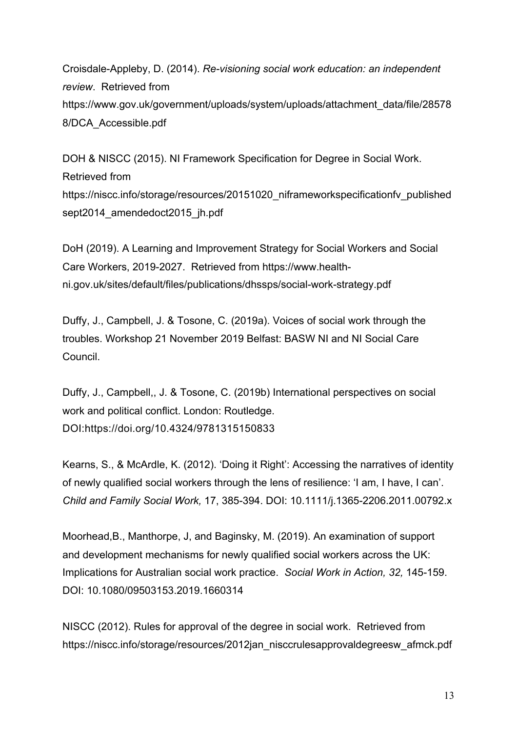Croisdale-Appleby, D. (2014). *Re-visioning social work education: an independent review*. Retrieved from https://www.gov.uk/government/uploads/system/uploads/attachment_data/file/285788/DCA_Accessible.pdf

DOH & NISCC (2015). NI Framework Specification for Degree in Social Work. Retrieved from https://niscc.info/storage/resources/20151020_niframeworkspecificationfv_publishedsept2014_amendedoct2015_jh.pdf

DoH (2019). A Learning and Improvement Strategy for Social Workers and Social Care Workers, 2019-2027. Retrieved from https://www.health-ni.gov.uk/sites/default/files/publications/dhssps/social-work-strategy.pdf

Duffy, J., Campbell, J. & Tosone, C. (2019a). Voices of social work through the troubles. Workshop 21 November 2019 Belfast: BASW NI and NI Social Care Council.

Duffy, J., Campbell,, J. & Tosone, C. (2019b) International perspectives on social work and political conflict. London: Routledge. DOI:https://doi.org/10.4324/9781315150833

Kearns, S., & McArdle, K. (2012). 'Doing it Right': Accessing the narratives of identity of newly qualified social workers through the lens of resilience: 'I am, I have, I can'. *Child and Family Social Work,* 17, 385-394. DOI: 10.1111/j.1365-2206.2011.00792.x

Moorhead,B., Manthorpe, J, and Baginsky, M. (2019). An examination of support and development mechanisms for newly qualified social workers across the UK: Implications for Australian social work practice. *Social Work in Action, 32,* 145-159. DOI: 10.1080/09503153.2019.1660314

NISCC (2012). Rules for approval of the degree in social work. Retrieved from https://niscc.info/storage/resources/2012jan_nisccrulesapprovaldegreesw_afmck.pdf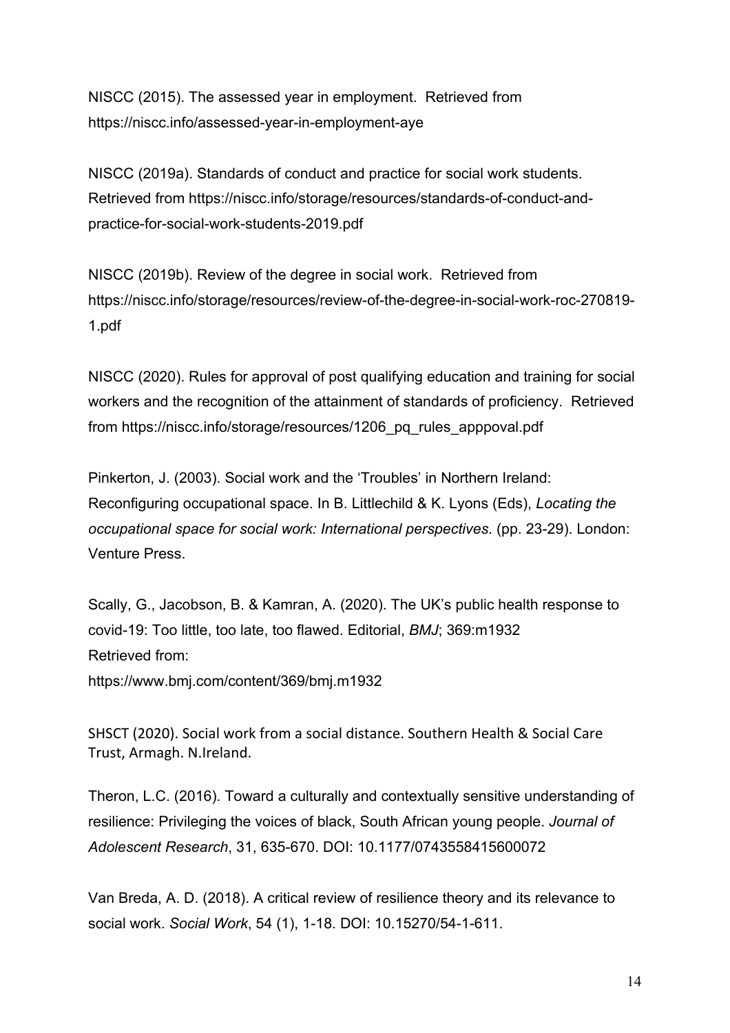NISCC (2015). The assessed year in employment. Retrieved from https://niscc.info/assessed-year-in-employment-aye

NISCC (2019a). Standards of conduct and practice for social work students. Retrieved from https://niscc.info/storage/resources/standards-of-conduct-and-practice-for-social-work-students-2019.pdf

NISCC (2019b). Review of the degree in social work. Retrieved from https://niscc.info/storage/resources/review-of-the-degree-in-social-work-roc-270819-1.pdf

NISCC (2020). Rules for approval of post qualifying education and training for social workers and the recognition of the attainment of standards of proficiency. Retrieved from https://niscc.info/storage/resources/1206_pq_rules_apppoval.pdf

Pinkerton, J. (2003). Social work and the 'Troubles' in Northern Ireland: Reconfiguring occupational space. In B. Littlechild & K. Lyons (Eds), *Locating the occupational space for social work: International perspectives*. (pp. 23-29). London: Venture Press.

Scally, G., Jacobson, B. & Kamran, A. (2020). The UK's public health response to covid-19: Too little, too late, too flawed. Editorial, *BMJ*; 369:m1932
Retrieved from:
https://www.bmj.com/content/369/bmj.m1932

SHSCT (2020). Social work from a social distance. Southern Health & Social Care Trust, Armagh. N.Ireland.

Theron, L.C. (2016). Toward a culturally and contextually sensitive understanding of resilience: Privileging the voices of black, South African young people. *Journal of Adolescent Research*, 31, 635-670. DOI: 10.1177/0743558415600072

Van Breda, A. D. (2018). A critical review of resilience theory and its relevance to social work. *Social Work*, 54 (1), 1-18. DOI: 10.15270/54-1-611.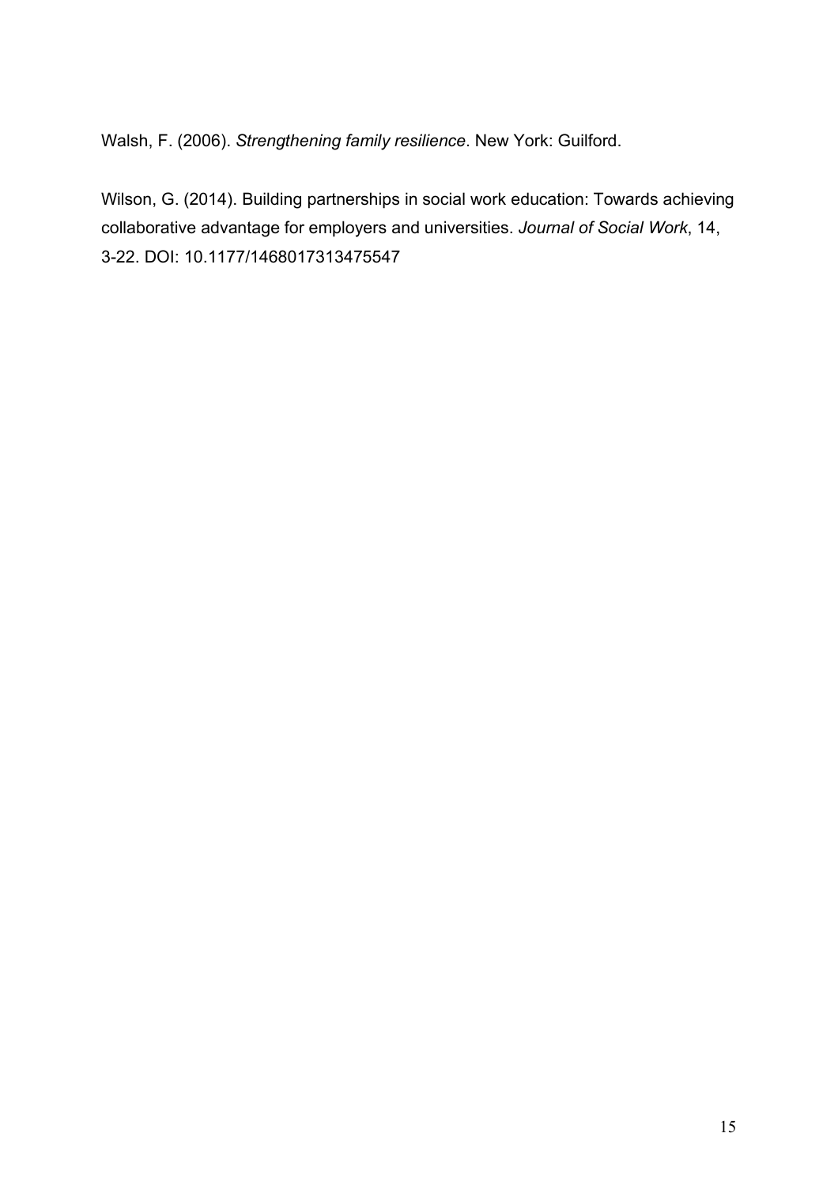Walsh, F. (2006). *Strengthening family resilience*. New York: Guilford.

Wilson, G. (2014). Building partnerships in social work education: Towards achieving collaborative advantage for employers and universities. *Journal of Social Work*, 14, 3-22. DOI: 10.1177/1468017313475547